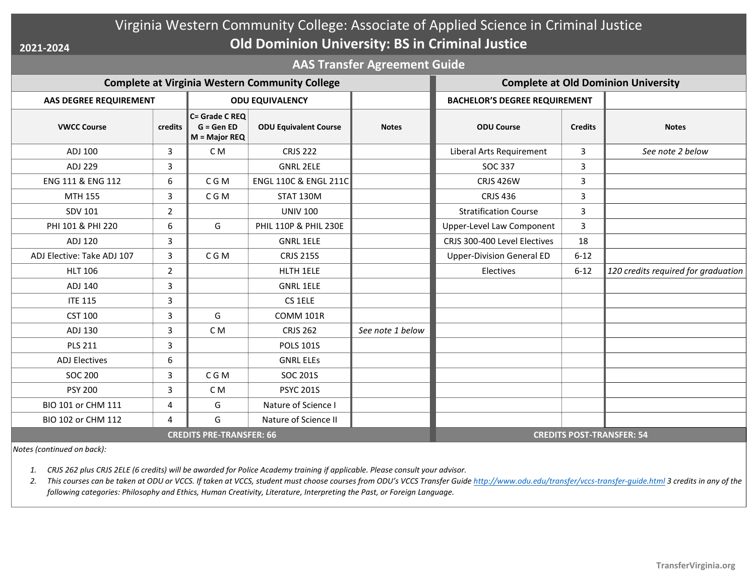2021-2024

# Virginia Western Community College: Associate of Applied Science in Criminal Justice

# Old Dominion University: BS in Criminal Justice

## AAS Transfer Agreement Guide

| Complete at Virginia Western Community College | | | | | Complete at Old Dominion University | | |
|---|---|---|---|---|---|---|---|
| AAS DEGREE REQUIREMENT | | ODU EQUIVALENCY | | | BACHELOR'S DEGREE REQUIREMENT | | |
| VWCC Course | credits | C= Grade C REQ G = Gen ED M = Major REQ | ODU Equivalent Course | Notes | ODU Course | Credits | Notes |
| ADJ 100 | 3 | C M | CRJS 222 | | Liberal Arts Requirement | 3 | *See note 2 below* |
| ADJ 229 | 3 | | GNRL 2ELE | | SOC 337 | 3 | |
| ENG 111 & ENG 112 | 6 | C G M | ENGL 110C & ENGL 211C | | CRJS 426W | 3 | |
| MTH 155 | 3 | C G M | STAT 130M | | CRJS 436 | 3 | |
| SDV 101 | 2 | | UNIV 100 | | Stratification Course | 3 | |
| PHI 101 & PHI 220 | 6 | G | PHIL 110P & PHIL 230E | | Upper-Level Law Component | 3 | |
| ADJ 120 | 3 | | GNRL 1ELE | | CRJS 300-400 Level Electives | 18 | |
| ADJ Elective: Take ADJ 107 | 3 | C G M | CRJS 215S | | Upper-Division General ED | 6-12 | |
| HLT 106 | 2 | | HLTH 1ELE | | Electives | 6-12 | *120 credits required for graduation* |
| ADJ 140 | 3 | | GNRL 1ELE | | | | |
| ITE 115 | 3 | | CS 1ELE | | | | |
| CST 100 | 3 | G | COMM 101R | | | | |
| ADJ 130 | 3 | C M | CRJS 262 | *See note 1 below* | | | |
| PLS 211 | 3 | | POLS 101S | | | | |
| ADJ Electives | 6 | | GNRL ELEs | | | | |
| SOC 200 | 3 | C G M | SOC 201S | | | | |
| PSY 200 | 3 | C M | PSYC 201S | | | | |
| BIO 101 or CHM 111 | 4 | G | Nature of Science I | | | | |
| BIO 102 or CHM 112 | 4 | G | Nature of Science II | | | | |
| **CREDITS PRE-TRANSFER: 66** | | | | | **CREDITS POST-TRANSFER: 54** | | |

*Notes (continued on back):*

1. *CRJS 262 plus CRJS 2ELE (6 credits) will be awarded for Police Academy training if applicable. Please consult your advisor.*
2. *This courses can be taken at ODU or VCCS. If taken at VCCS, student must choose courses from ODU's VCCS Transfer Guide* http://www.odu.edu/transfer/vccs-transfer-guide.html *3 credits in any of the following categories: Philosophy and Ethics, Human Creativity, Literature, Interpreting the Past, or Foreign Language.*

TransferVirginia.org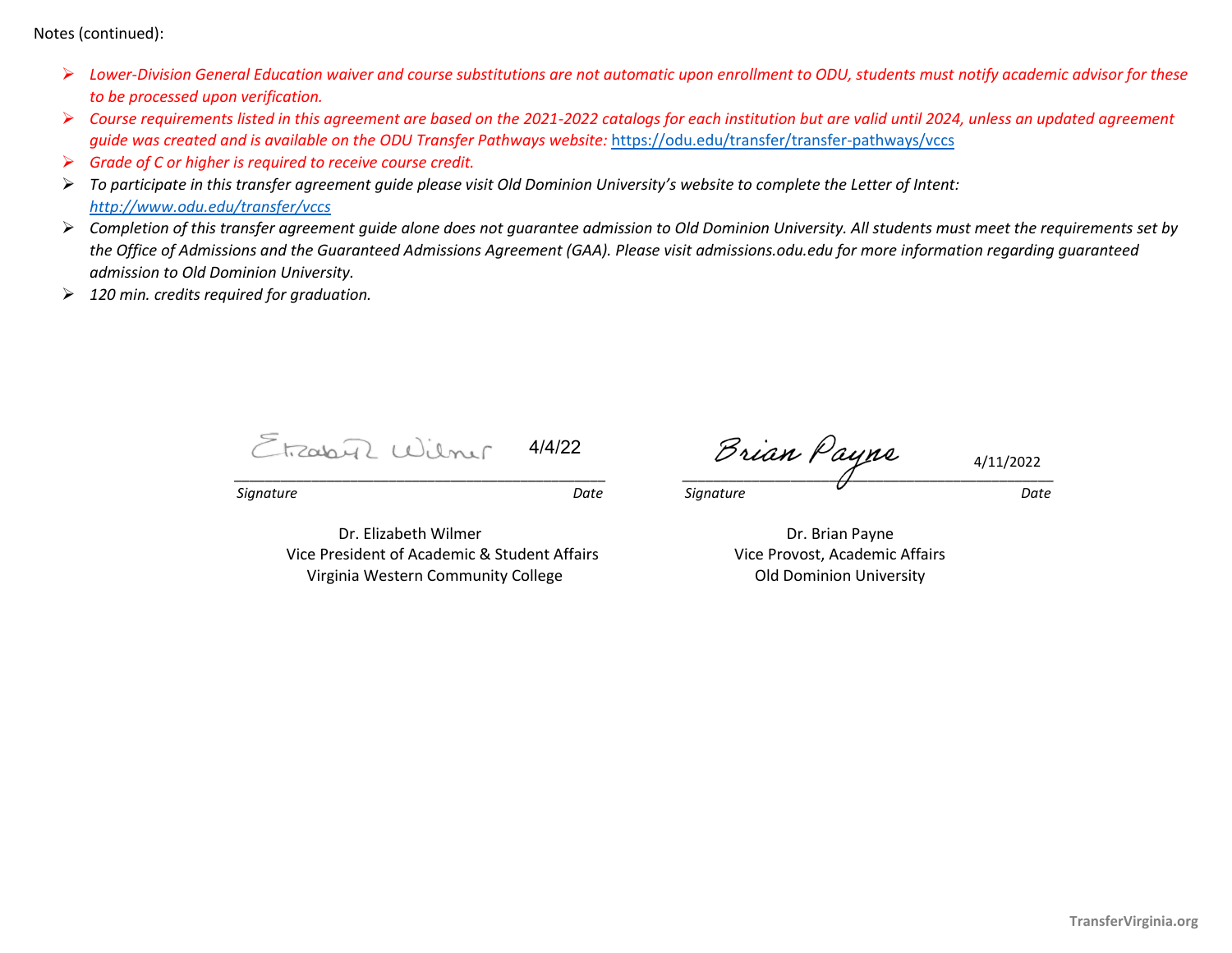Notes (continued):

- *Lower-Division General Education waiver and course substitutions are not automatic upon enrollment to ODU, students must notify academic advisor for these to be processed upon verification.*
- *Course requirements listed in this agreement are based on the 2021-2022 catalogs for each institution but are valid until 2024, unless an updated agreement guide was created and is available on the ODU Transfer Pathways website:* https://odu.edu/transfer/transfer-pathways/vccs
- *Grade of C or higher is required to receive course credit.*
- *To participate in this transfer agreement guide please visit Old Dominion University's website to complete the Letter of Intent:* *http://www.odu.edu/transfer/vccs*
- *Completion of this transfer agreement guide alone does not guarantee admission to Old Dominion University. All students must meet the requirements set by the Office of Admissions and the Guaranteed Admissions Agreement (GAA). Please visit admissions.odu.edu for more information regarding guaranteed admission to Old Dominion University.*
- *120 min. credits required for graduation.*

| | |
|---|---|
| Elizabeth Wilmer 4/4/22 | Brian Payne 4/11/2022 |
| *Signature* *Date* | *Signature* *Date* |
| Dr. Elizabeth Wilmer<br>Vice President of Academic & Student Affairs<br>Virginia Western Community College | Dr. Brian Payne<br>Vice Provost, Academic Affairs<br>Old Dominion University |

TransferVirginia.org